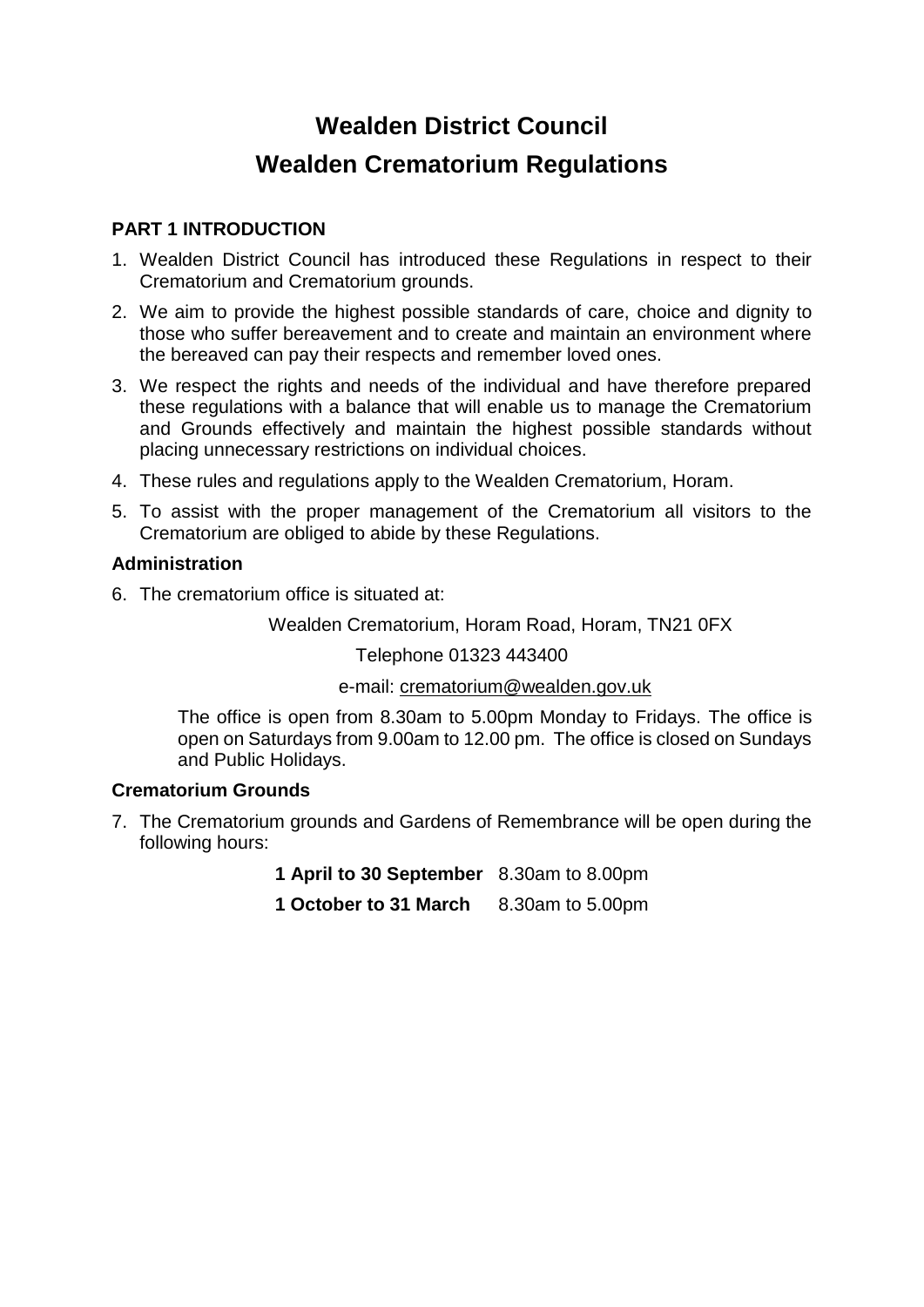# Wealden District Council

# Wealden Crematorium Regulations

### PART 1 INTRODUCTION

1. Wealden District Council has introduced these Regulations in respect to their Crematorium and Crematorium grounds.
2. We aim to provide the highest possible standards of care, choice and dignity to those who suffer bereavement and to create and maintain an environment where the bereaved can pay their respects and remember loved ones.
3. We respect the rights and needs of the individual and have therefore prepared these regulations with a balance that will enable us to manage the Crematorium and Grounds effectively and maintain the highest possible standards without placing unnecessary restrictions on individual choices.
4. These rules and regulations apply to the Wealden Crematorium, Horam.
5. To assist with the proper management of the Crematorium all visitors to the Crematorium are obliged to abide by these Regulations.

### Administration

6. The crematorium office is situated at:

   Wealden Crematorium, Horam Road, Horam, TN21 0FX

   Telephone 01323 443400

   e-mail: crematorium@wealden.gov.uk

   The office is open from 8.30am to 5.00pm Monday to Fridays. The office is open on Saturdays from 9.00am to 12.00 pm. The office is closed on Sundays and Public Holidays.

### Crematorium Grounds

7. The Crematorium grounds and Gardens of Remembrance will be open during the following hours:

   **1 April to 30 September** 8.30am to 8.00pm

   **1 October to 31 March** 8.30am to 5.00pm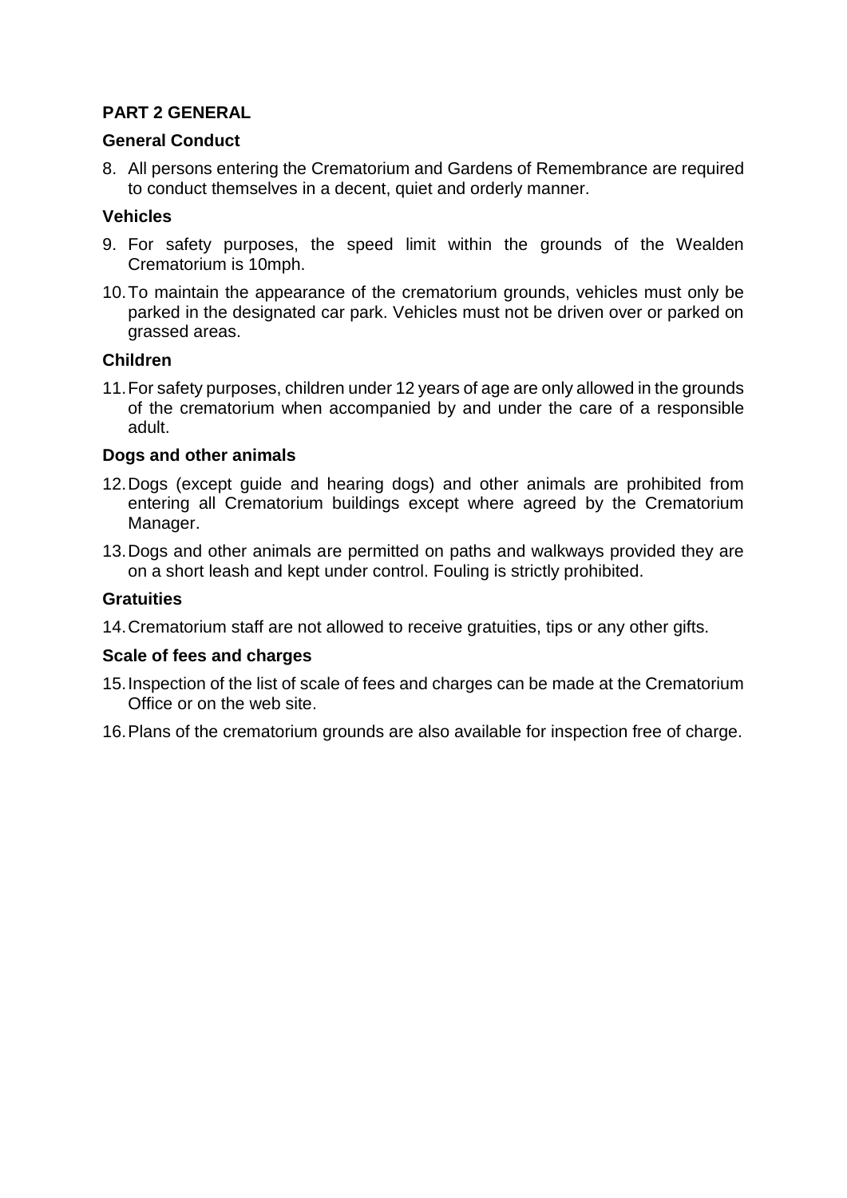## PART 2 GENERAL

### General Conduct

8. All persons entering the Crematorium and Gardens of Remembrance are required to conduct themselves in a decent, quiet and orderly manner.

### Vehicles

9. For safety purposes, the speed limit within the grounds of the Wealden Crematorium is 10mph.
10. To maintain the appearance of the crematorium grounds, vehicles must only be parked in the designated car park. Vehicles must not be driven over or parked on grassed areas.

### Children

11. For safety purposes, children under 12 years of age are only allowed in the grounds of the crematorium when accompanied by and under the care of a responsible adult.

### Dogs and other animals

12. Dogs (except guide and hearing dogs) and other animals are prohibited from entering all Crematorium buildings except where agreed by the Crematorium Manager.
13. Dogs and other animals are permitted on paths and walkways provided they are on a short leash and kept under control. Fouling is strictly prohibited.

### Gratuities

14. Crematorium staff are not allowed to receive gratuities, tips or any other gifts.

### Scale of fees and charges

15. Inspection of the list of scale of fees and charges can be made at the Crematorium Office or on the web site.
16. Plans of the crematorium grounds are also available for inspection free of charge.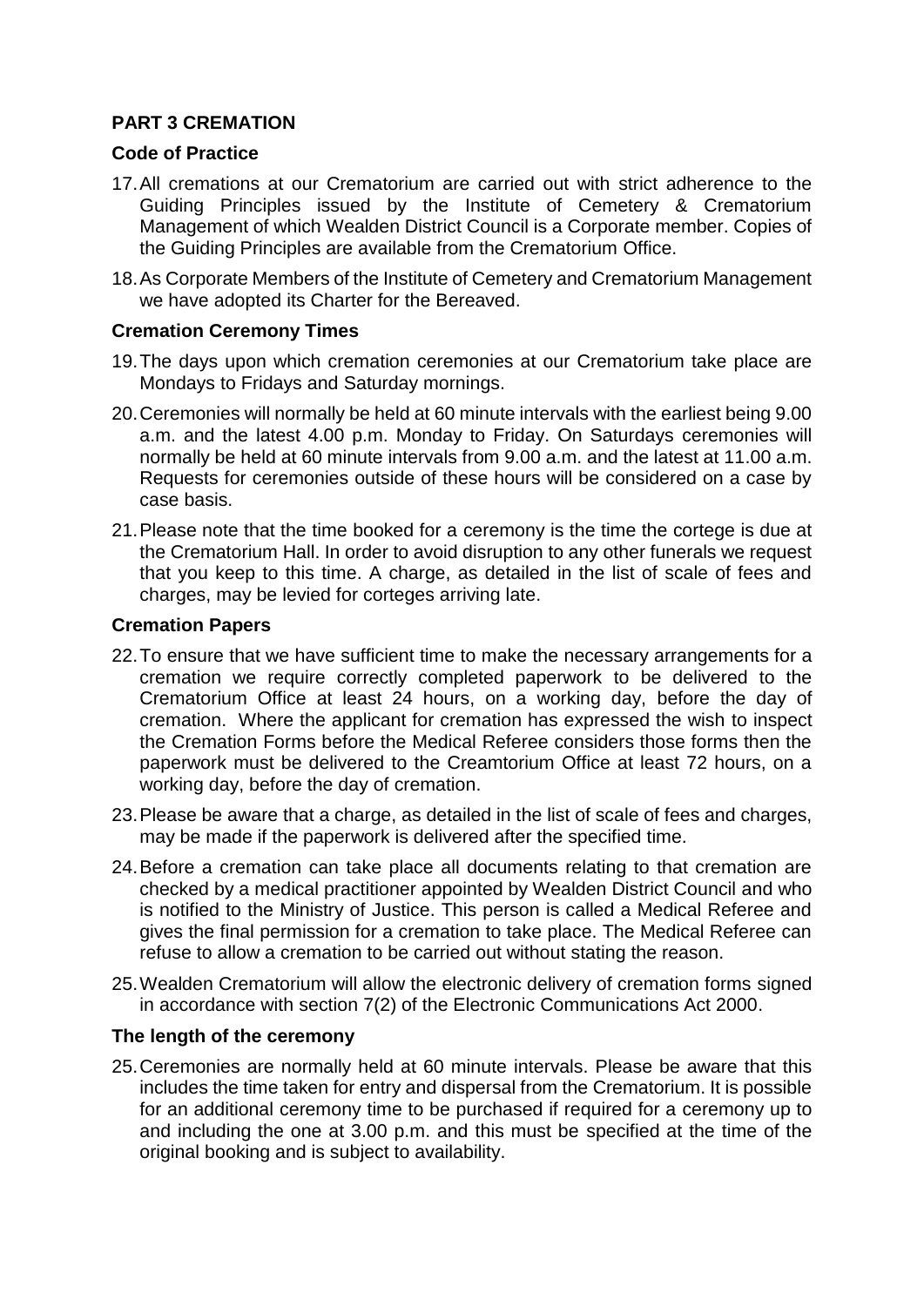## PART 3 CREMATION

### Code of Practice

17. All cremations at our Crematorium are carried out with strict adherence to the Guiding Principles issued by the Institute of Cemetery & Crematorium Management of which Wealden District Council is a Corporate member. Copies of the Guiding Principles are available from the Crematorium Office.

18. As Corporate Members of the Institute of Cemetery and Crematorium Management we have adopted its Charter for the Bereaved.

### Cremation Ceremony Times

19. The days upon which cremation ceremonies at our Crematorium take place are Mondays to Fridays and Saturday mornings.

20. Ceremonies will normally be held at 60 minute intervals with the earliest being 9.00 a.m. and the latest 4.00 p.m. Monday to Friday. On Saturdays ceremonies will normally be held at 60 minute intervals from 9.00 a.m. and the latest at 11.00 a.m. Requests for ceremonies outside of these hours will be considered on a case by case basis.

21. Please note that the time booked for a ceremony is the time the cortege is due at the Crematorium Hall. In order to avoid disruption to any other funerals we request that you keep to this time. A charge, as detailed in the list of scale of fees and charges, may be levied for corteges arriving late.

### Cremation Papers

22. To ensure that we have sufficient time to make the necessary arrangements for a cremation we require correctly completed paperwork to be delivered to the Crematorium Office at least 24 hours, on a working day, before the day of cremation. Where the applicant for cremation has expressed the wish to inspect the Cremation Forms before the Medical Referee considers those forms then the paperwork must be delivered to the Creamtorium Office at least 72 hours, on a working day, before the day of cremation.

23. Please be aware that a charge, as detailed in the list of scale of fees and charges, may be made if the paperwork is delivered after the specified time.

24. Before a cremation can take place all documents relating to that cremation are checked by a medical practitioner appointed by Wealden District Council and who is notified to the Ministry of Justice. This person is called a Medical Referee and gives the final permission for a cremation to take place. The Medical Referee can refuse to allow a cremation to be carried out without stating the reason.

25. Wealden Crematorium will allow the electronic delivery of cremation forms signed in accordance with section 7(2) of the Electronic Communications Act 2000.

### The length of the ceremony

25. Ceremonies are normally held at 60 minute intervals. Please be aware that this includes the time taken for entry and dispersal from the Crematorium. It is possible for an additional ceremony time to be purchased if required for a ceremony up to and including the one at 3.00 p.m. and this must be specified at the time of the original booking and is subject to availability.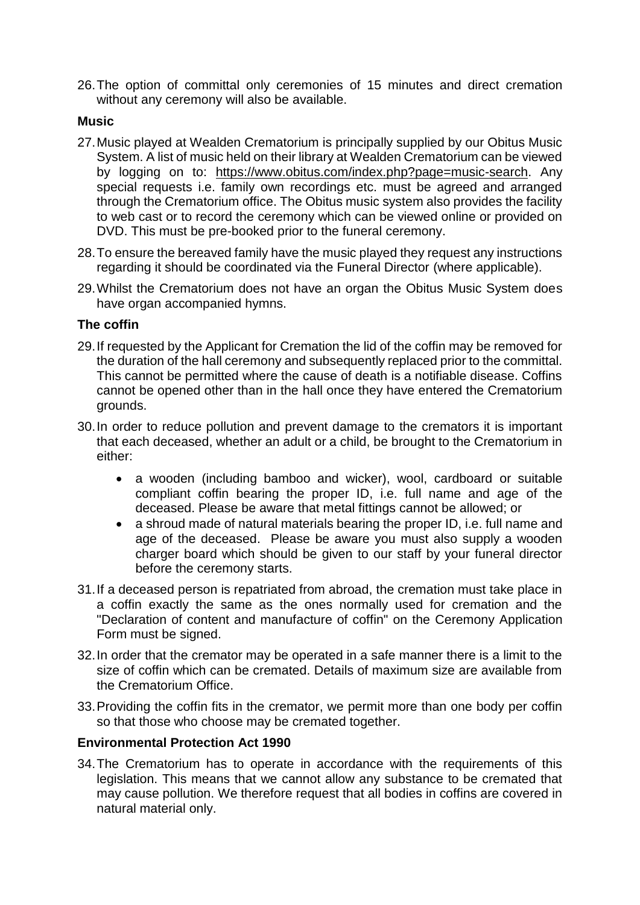26. The option of committal only ceremonies of 15 minutes and direct cremation without any ceremony will also be available.

### Music

27. Music played at Wealden Crematorium is principally supplied by our Obitus Music System. A list of music held on their library at Wealden Crematorium can be viewed by logging on to: [https://www.obitus.com/index.php?page=music-search](https://www.obitus.com/index.php?page=music-search). Any special requests i.e. family own recordings etc. must be agreed and arranged through the Crematorium office. The Obitus music system also provides the facility to web cast or to record the ceremony which can be viewed online or provided on DVD. This must be pre-booked prior to the funeral ceremony.

28. To ensure the bereaved family have the music played they request any instructions regarding it should be coordinated via the Funeral Director (where applicable).

29. Whilst the Crematorium does not have an organ the Obitus Music System does have organ accompanied hymns.

### The coffin

29. If requested by the Applicant for Cremation the lid of the coffin may be removed for the duration of the hall ceremony and subsequently replaced prior to the committal. This cannot be permitted where the cause of death is a notifiable disease. Coffins cannot be opened other than in the hall once they have entered the Crematorium grounds.

30. In order to reduce pollution and prevent damage to the cremators it is important that each deceased, whether an adult or a child, be brought to the Crematorium in either:

    - a wooden (including bamboo and wicker), wool, cardboard or suitable compliant coffin bearing the proper ID, i.e. full name and age of the deceased. Please be aware that metal fittings cannot be allowed; or
    - a shroud made of natural materials bearing the proper ID, i.e. full name and age of the deceased. Please be aware you must also supply a wooden charger board which should be given to our staff by your funeral director before the ceremony starts.

31. If a deceased person is repatriated from abroad, the cremation must take place in a coffin exactly the same as the ones normally used for cremation and the "Declaration of content and manufacture of coffin" on the Ceremony Application Form must be signed.

32. In order that the cremator may be operated in a safe manner there is a limit to the size of coffin which can be cremated. Details of maximum size are available from the Crematorium Office.

33. Providing the coffin fits in the cremator, we permit more than one body per coffin so that those who choose may be cremated together.

### Environmental Protection Act 1990

34. The Crematorium has to operate in accordance with the requirements of this legislation. This means that we cannot allow any substance to be cremated that may cause pollution. We therefore request that all bodies in coffins are covered in natural material only.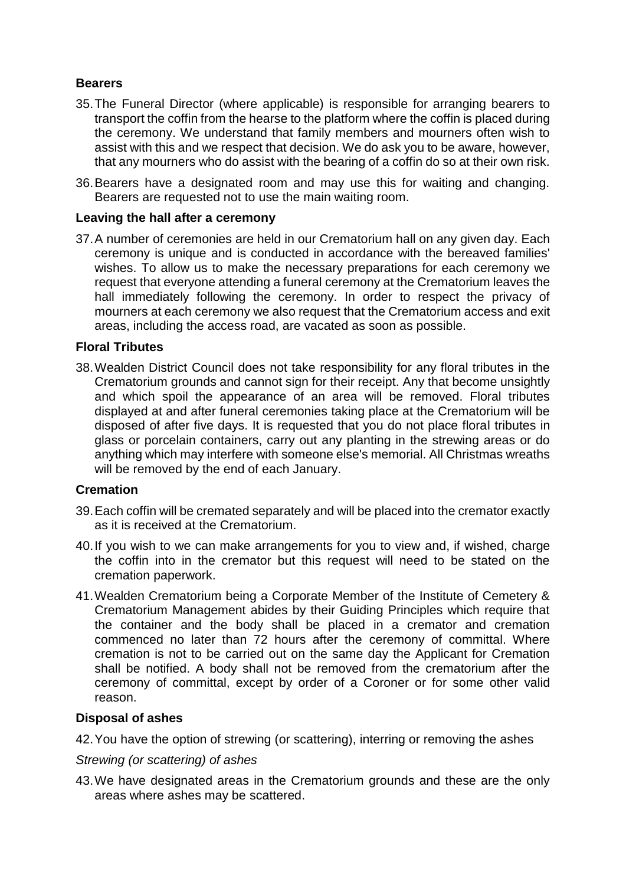**Bearers**

35. The Funeral Director (where applicable) is responsible for arranging bearers to transport the coffin from the hearse to the platform where the coffin is placed during the ceremony. We understand that family members and mourners often wish to assist with this and we respect that decision. We do ask you to be aware, however, that any mourners who do assist with the bearing of a coffin do so at their own risk.

36. Bearers have a designated room and may use this for waiting and changing. Bearers are requested not to use the main waiting room.

**Leaving the hall after a ceremony**

37. A number of ceremonies are held in our Crematorium hall on any given day. Each ceremony is unique and is conducted in accordance with the bereaved families' wishes. To allow us to make the necessary preparations for each ceremony we request that everyone attending a funeral ceremony at the Crematorium leaves the hall immediately following the ceremony. In order to respect the privacy of mourners at each ceremony we also request that the Crematorium access and exit areas, including the access road, are vacated as soon as possible.

**Floral Tributes**

38. Wealden District Council does not take responsibility for any floral tributes in the Crematorium grounds and cannot sign for their receipt. Any that become unsightly and which spoil the appearance of an area will be removed. Floral tributes displayed at and after funeral ceremonies taking place at the Crematorium will be disposed of after five days. It is requested that you do not place floral tributes in glass or porcelain containers, carry out any planting in the strewing areas or do anything which may interfere with someone else's memorial. All Christmas wreaths will be removed by the end of each January.

**Cremation**

39. Each coffin will be cremated separately and will be placed into the cremator exactly as it is received at the Crematorium.

40. If you wish to we can make arrangements for you to view and, if wished, charge the coffin into in the cremator but this request will need to be stated on the cremation paperwork.

41. Wealden Crematorium being a Corporate Member of the Institute of Cemetery & Crematorium Management abides by their Guiding Principles which require that the container and the body shall be placed in a cremator and cremation commenced no later than 72 hours after the ceremony of committal. Where cremation is not to be carried out on the same day the Applicant for Cremation shall be notified. A body shall not be removed from the crematorium after the ceremony of committal, except by order of a Coroner or for some other valid reason.

**Disposal of ashes**

42. You have the option of strewing (or scattering), interring or removing the ashes

*Strewing (or scattering) of ashes*

43. We have designated areas in the Crematorium grounds and these are the only areas where ashes may be scattered.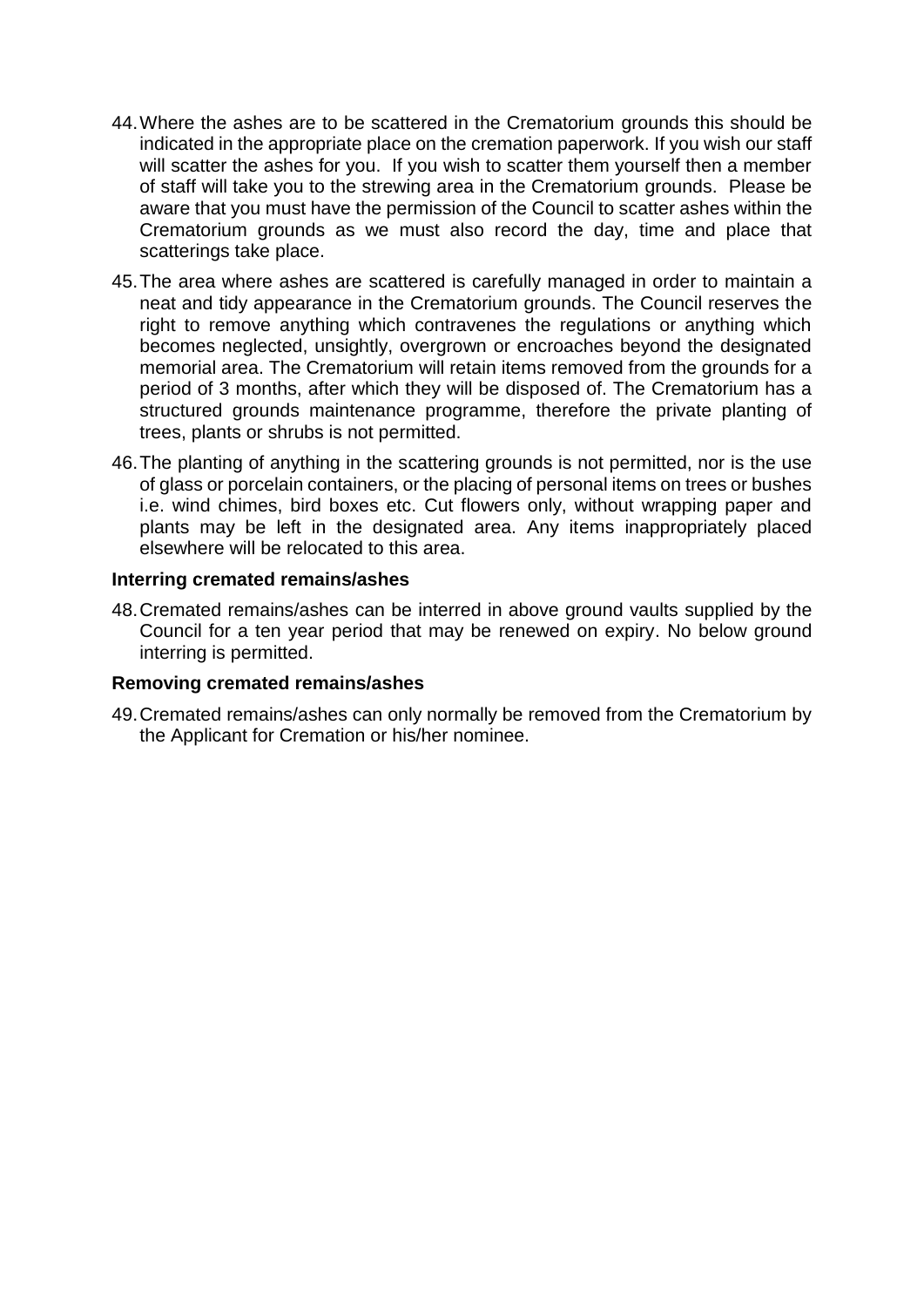44. Where the ashes are to be scattered in the Crematorium grounds this should be indicated in the appropriate place on the cremation paperwork. If you wish our staff will scatter the ashes for you. If you wish to scatter them yourself then a member of staff will take you to the strewing area in the Crematorium grounds. Please be aware that you must have the permission of the Council to scatter ashes within the Crematorium grounds as we must also record the day, time and place that scatterings take place.

45. The area where ashes are scattered is carefully managed in order to maintain a neat and tidy appearance in the Crematorium grounds. The Council reserves the right to remove anything which contravenes the regulations or anything which becomes neglected, unsightly, overgrown or encroaches beyond the designated memorial area. The Crematorium will retain items removed from the grounds for a period of 3 months, after which they will be disposed of. The Crematorium has a structured grounds maintenance programme, therefore the private planting of trees, plants or shrubs is not permitted.

46. The planting of anything in the scattering grounds is not permitted, nor is the use of glass or porcelain containers, or the placing of personal items on trees or bushes i.e. wind chimes, bird boxes etc. Cut flowers only, without wrapping paper and plants may be left in the designated area. Any items inappropriately placed elsewhere will be relocated to this area.

**Interring cremated remains/ashes**

48. Cremated remains/ashes can be interred in above ground vaults supplied by the Council for a ten year period that may be renewed on expiry. No below ground interring is permitted.

**Removing cremated remains/ashes**

49. Cremated remains/ashes can only normally be removed from the Crematorium by the Applicant for Cremation or his/her nominee.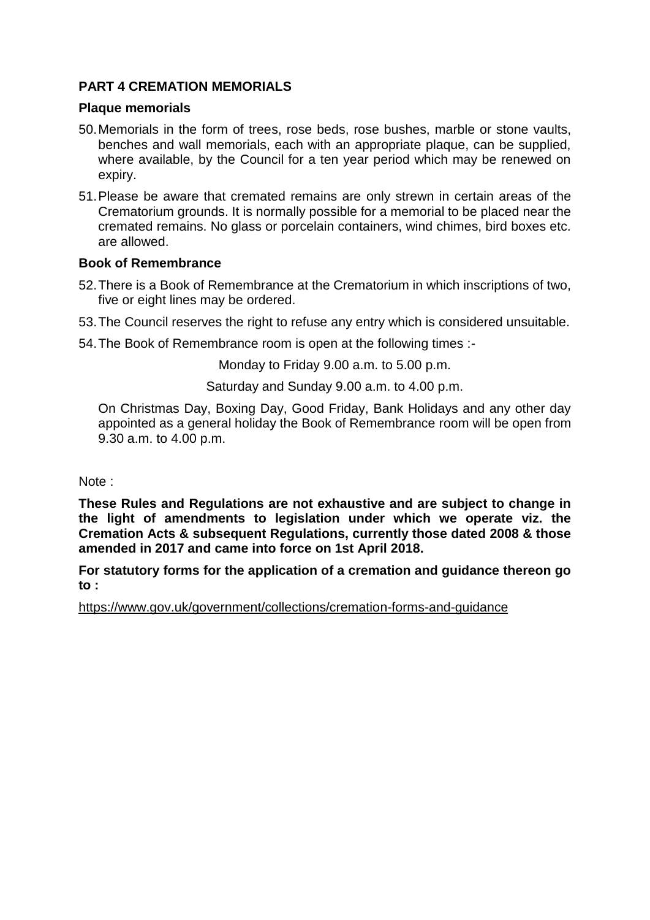## PART 4 CREMATION MEMORIALS

### Plaque memorials

50. Memorials in the form of trees, rose beds, rose bushes, marble or stone vaults, benches and wall memorials, each with an appropriate plaque, can be supplied, where available, by the Council for a ten year period which may be renewed on expiry.

51. Please be aware that cremated remains are only strewn in certain areas of the Crematorium grounds. It is normally possible for a memorial to be placed near the cremated remains. No glass or porcelain containers, wind chimes, bird boxes etc. are allowed.

### Book of Remembrance

52. There is a Book of Remembrance at the Crematorium in which inscriptions of two, five or eight lines may be ordered.

53. The Council reserves the right to refuse any entry which is considered unsuitable.

54. The Book of Remembrance room is open at the following times :-

    Monday to Friday 9.00 a.m. to 5.00 p.m.

    Saturday and Sunday 9.00 a.m. to 4.00 p.m.

    On Christmas Day, Boxing Day, Good Friday, Bank Holidays and any other day appointed as a general holiday the Book of Remembrance room will be open from 9.30 a.m. to 4.00 p.m.

Note :

**These Rules and Regulations are not exhaustive and are subject to change in the light of amendments to legislation under which we operate viz. the Cremation Acts & subsequent Regulations, currently those dated 2008 & those amended in 2017 and came into force on 1st April 2018.**

**For statutory forms for the application of a cremation and guidance thereon go to :**

https://www.gov.uk/government/collections/cremation-forms-and-guidance